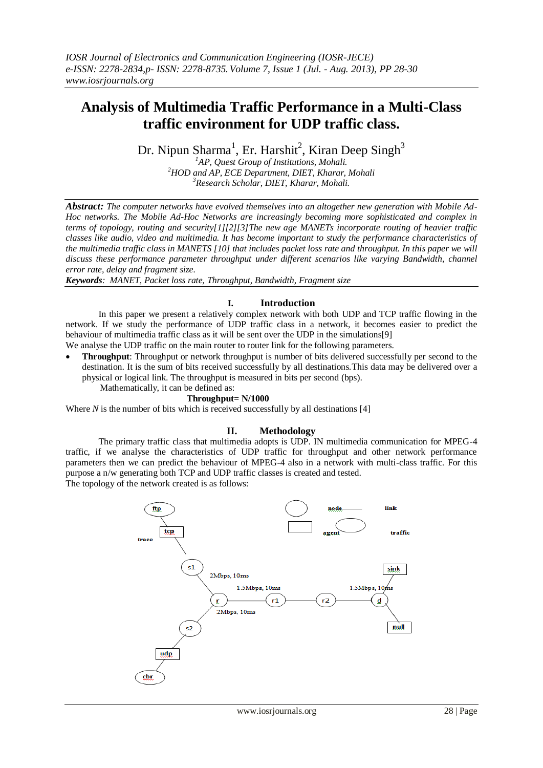# Analysis of Multimedia Traffic Performance in a Multi-Class traffic environment for UDP traffic class.

Dr. Nipun Sharma[1], Er. Harshit[2], Kiran Deep Singh[3]

[1]AP, Quest Group of Institutions, Mohali.
[2]HOD and AP, ECE Department, DIET, Kharar, Mohali
[3]Research Scholar, DIET, Kharar, Mohali.

***Abstract:*** *The computer networks have evolved themselves into an altogether new generation with Mobile Ad-Hoc networks. The Mobile Ad-Hoc Networks are increasingly becoming more sophisticated and complex in terms of topology, routing and security[1][2][3]The new age MANETs incorporate routing of heavier traffic classes like audio, video and multimedia. It has become important to study the performance characteristics of the multimedia traffic class in MANETS [10] that includes packet loss rate and throughput. In this paper we will discuss these performance parameter throughput under different scenarios like varying Bandwidth, channel error rate, delay and fragment size.*

***Keywords****: MANET, Packet loss rate, Throughput, Bandwidth, Fragment size*

## I. Introduction

In this paper we present a relatively complex network with both UDP and TCP traffic flowing in the network. If we study the performance of UDP traffic class in a network, it becomes easier to predict the behaviour of multimedia traffic class as it will be sent over the UDP in the simulations[9]

We analyse the UDP traffic on the main router to router link for the following parameters.

- **Throughput**: Throughput or network throughput is number of bits delivered successfully per second to the destination. It is the sum of bits received successfully by all destinations.This data may be delivered over a physical or logical link. The throughput is measured in bits per second (bps).

  Mathematically, it can be defined as:

$$\textbf{Throughput}= N/1000$$

Where *N* is the number of bits which is received successfully by all destinations [4]

## II. Methodology

The primary traffic class that multimedia adopts is UDP. IN multimedia communication for MPEG-4 traffic, if we analyse the characteristics of UDP traffic for throughput and other network performance parameters then we can predict the behaviour of MPEG-4 also in a network with multi-class traffic. For this purpose a n/w generating both TCP and UDP traffic classes is created and tested.

The topology of the network created is as follows:

ftp, tcp, trace, s1, s2, udp, cbr, r, r1, r2, d, sink, null

node — link; agent — traffic

2Mbps, 10ms; 1.5Mbps, 10ms; 2Mbps, 10ms; 1.5Mbps, 10ms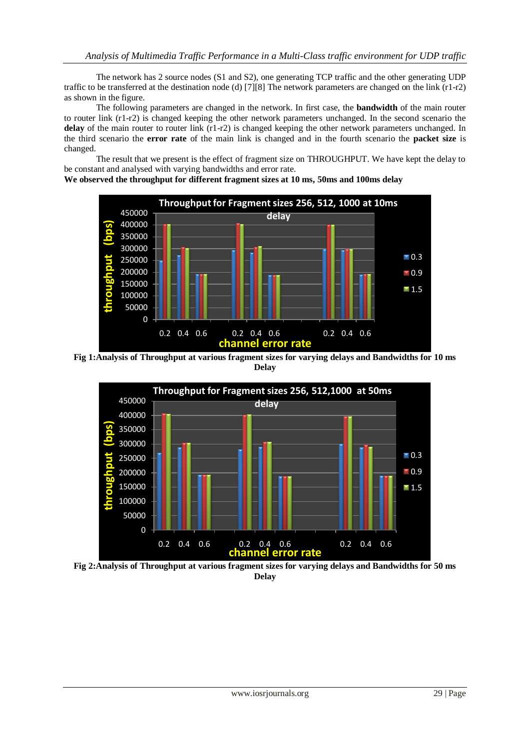The network has 2 source nodes (S1 and S2), one generating TCP traffic and the other generating UDP traffic to be transferred at the destination node (d) [7][8] The network parameters are changed on the link (r1-r2) as shown in the figure.

The following parameters are changed in the network. In first case, the **bandwidth** of the main router to router link (r1-r2) is changed keeping the other network parameters unchanged. In the second scenario the **delay** of the main router to router link (r1-r2) is changed keeping the other network parameters unchanged. In the third scenario the **error rate** of the main link is changed and in the fourth scenario the **packet size** is changed.

The result that we present is the effect of fragment size on THROUGHPUT. We have kept the delay to be constant and analysed with varying bandwidths and error rate.

**We observed the throughput for different fragment sizes at 10 ms, 50ms and 100ms delay**

**Fig 1:Analysis of Throughput at various fragment sizes for varying delays and Bandwidths for 10 ms Delay**

**Fig 2:Analysis of Throughput at various fragment sizes for varying delays and Bandwidths for 50 ms Delay**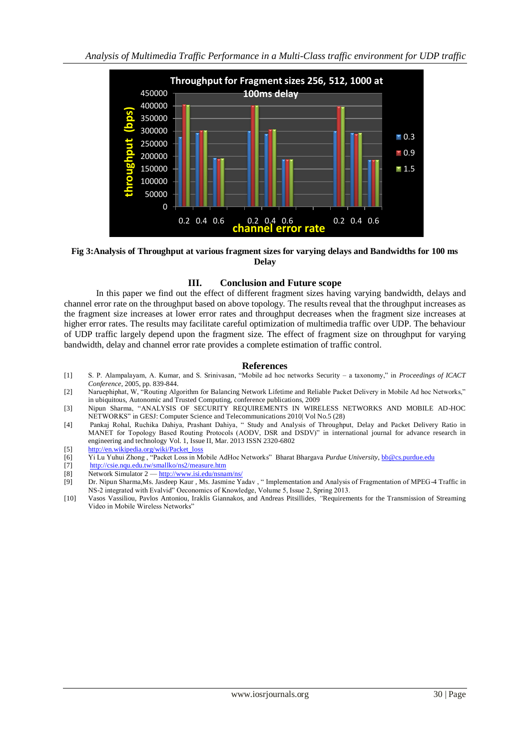Throughput for Fragment sizes 256, 512, 1000 at 100ms delay

throughput (bps)

450000
400000
350000
300000
250000
200000
150000
100000
50000
0

0.2 0.4 0.6 0.2 0.4 0.6 0.2 0.4 0.6

channel error rate

0.3
0.9
1.5

**Fig 3:Analysis of Throughput at various fragment sizes for varying delays and Bandwidths for 100 ms Delay**

## III. Conclusion and Future scope

In this paper we find out the effect of different fragment sizes having varying bandwidth, delays and channel error rate on the throughput based on above topology. The results reveal that the throughput increases as the fragment size increases at lower error rates and throughput decreases when the fragment size increases at higher error rates. The results may facilitate careful optimization of multimedia traffic over UDP. The behaviour of UDP traffic largely depend upon the fragment size. The effect of fragment size on throughput for varying bandwidth, delay and channel error rate provides a complete estimation of traffic control.

## References

[1] S. P. Alampalayam, A. Kumar, and S. Srinivasan, "Mobile ad hoc networks Security – a taxonomy," in *Proceedings of ICACT Conference*, 2005, pp. 839-844.

[2] Naruephiphat, W, "Routing Algorithm for Balancing Network Lifetime and Reliable Packet Delivery in Mobile Ad hoc Networks," in ubiquitous, Autonomic and Trusted Computing, conference publications, 2009

[3] Nipun Sharma, "ANALYSIS OF SECURITY REQUIREMENTS IN WIRELESS NETWORKS AND MOBILE AD-HOC NETWORKS" in GESJ: Computer Science and Telecommunications 2010| Vol No.5 (28)

[4] Pankaj Rohal, Ruchika Dahiya, Prashant Dahiya, " Study and Analysis of Throughput, Delay and Packet Delivery Ratio in MANET for Topology Based Routing Protocols (AODV, DSR and DSDV)" in international journal for advance research in engineering and technology Vol. 1, Issue II, Mar. 2013 ISSN 2320-6802

[5] http://en.wikipedia.org/wiki/Packet_loss

[6] Yi Lu Yuhui Zhong , "Packet Loss in Mobile AdHoc Networks" Bharat Bhargava *Purdue University*, bb@cs.purdue.edu

[7] http://csie.nqu.edu.tw/smallko/ns2/measure.htm

[8] Network Simulator 2 — http://www.isi.edu/nsnam/ns/

[9] Dr. Nipun Sharma,Ms. Jasdeep Kaur , Ms. Jasmine Yadav , " Implementation and Analysis of Fragmentation of MPEG-4 Traffic in NS-2 integrated with Evalvid" Oeconomics of Knowledge, Volume 5, Issue 2, Spring 2013.

[10] Vasos Vassiliou, Pavlos Antoniou, Iraklis Giannakos, and Andreas Pitsillides, "Requirements for the Transmission of Streaming Video in Mobile Wireless Networks"